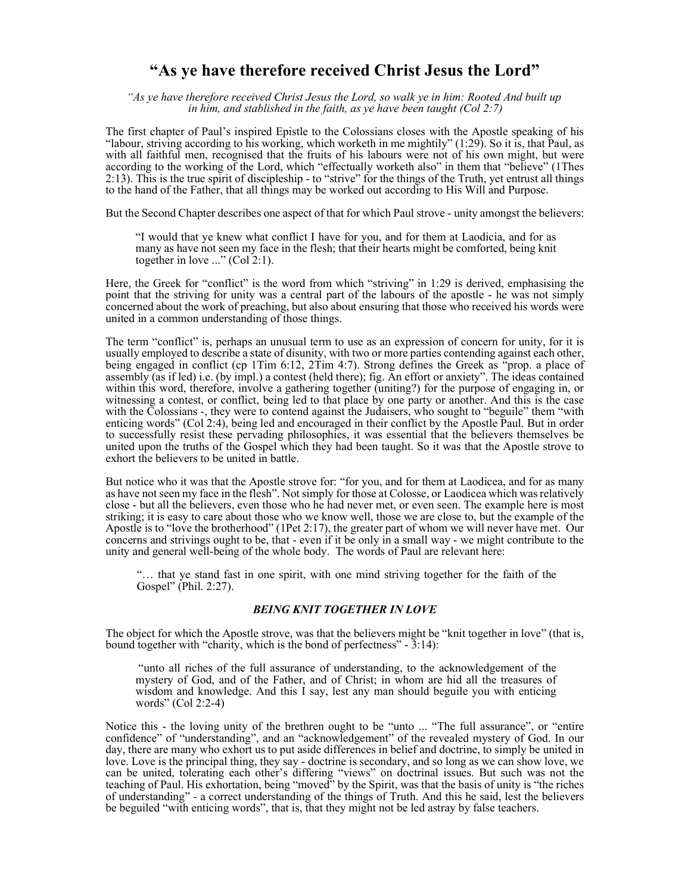# "As ye have therefore received Christ Jesus the Lord"

*"As ye have therefore received Christ Jesus the Lord, so walk ye in him: Rooted And built up in him, and stablished in the faith, as ye have been taught (Col 2:7)*

The first chapter of Paul's inspired Epistle to the Colossians closes with the Apostle speaking of his "labour, striving according to his working, which worketh in me mightily" (1:29). So it is, that Paul, as with all faithful men, recognised that the fruits of his labours were not of his own might, but were according to the working of the Lord, which "effectually worketh also" in them that "believe" (1Thes 2:13). This is the true spirit of discipleship - to "strive" for the things of the Truth, yet entrust all things to the hand of the Father, that all things may be worked out according to His Will and Purpose.

But the Second Chapter describes one aspect of that for which Paul strove - unity amongst the believers:

> "I would that ye knew what conflict I have for you, and for them at Laodicia, and for as many as have not seen my face in the flesh; that their hearts might be comforted, being knit together in love ..." (Col 2:1).

Here, the Greek for "conflict" is the word from which "striving" in 1:29 is derived, emphasising the point that the striving for unity was a central part of the labours of the apostle - he was not simply concerned about the work of preaching, but also about ensuring that those who received his words were united in a common understanding of those things.

The term "conflict" is, perhaps an unusual term to use as an expression of concern for unity, for it is usually employed to describe a state of disunity, with two or more parties contending against each other, being engaged in conflict (cp 1Tim 6:12, 2Tim 4:7). Strong defines the Greek as "prop. a place of assembly (as if led) i.e. (by impl.) a contest (held there); fig. An effort or anxiety". The ideas contained within this word, therefore, involve a gathering together (uniting?) for the purpose of engaging in, or witnessing a contest, or conflict, being led to that place by one party or another. And this is the case with the Colossians -, they were to contend against the Judaisers, who sought to "beguile" them "with enticing words" (Col 2:4), being led and encouraged in their conflict by the Apostle Paul. But in order to successfully resist these pervading philosophies, it was essential that the believers themselves be united upon the truths of the Gospel which they had been taught. So it was that the Apostle strove to exhort the believers to be united in battle.

But notice who it was that the Apostle strove for: "for you, and for them at Laodicea, and for as many as have not seen my face in the flesh". Not simply for those at Colosse, or Laodicea which was relatively close - but all the believers, even those who he had never met, or even seen. The example here is most striking; it is easy to care about those who we know well, those we are close to, but the example of the Apostle is to "love the brotherhood" (1Pet 2:17), the greater part of whom we will never have met. Our concerns and strivings ought to be, that - even if it be only in a small way - we might contribute to the unity and general well-being of the whole body. The words of Paul are relevant here:

> "… that ye stand fast in one spirit, with one mind striving together for the faith of the Gospel" (Phil. 2:27).

### *BEING KNIT TOGETHER IN LOVE*

The object for which the Apostle strove, was that the believers might be "knit together in love" (that is, bound together with "charity, which is the bond of perfectness" - 3:14):

> "unto all riches of the full assurance of understanding, to the acknowledgement of the mystery of God, and of the Father, and of Christ; in whom are hid all the treasures of wisdom and knowledge. And this I say, lest any man should beguile you with enticing words" (Col 2:2-4)

Notice this - the loving unity of the brethren ought to be "unto ... "The full assurance", or "entire confidence" of "understanding", and an "acknowledgement" of the revealed mystery of God. In our day, there are many who exhort us to put aside differences in belief and doctrine, to simply be united in love. Love is the principal thing, they say - doctrine is secondary, and so long as we can show love, we can be united, tolerating each other's differing "views" on doctrinal issues. But such was not the teaching of Paul. His exhortation, being "moved" by the Spirit, was that the basis of unity is "the riches of understanding" - a correct understanding of the things of Truth. And this he said, lest the believers be beguiled "with enticing words", that is, that they might not be led astray by false teachers.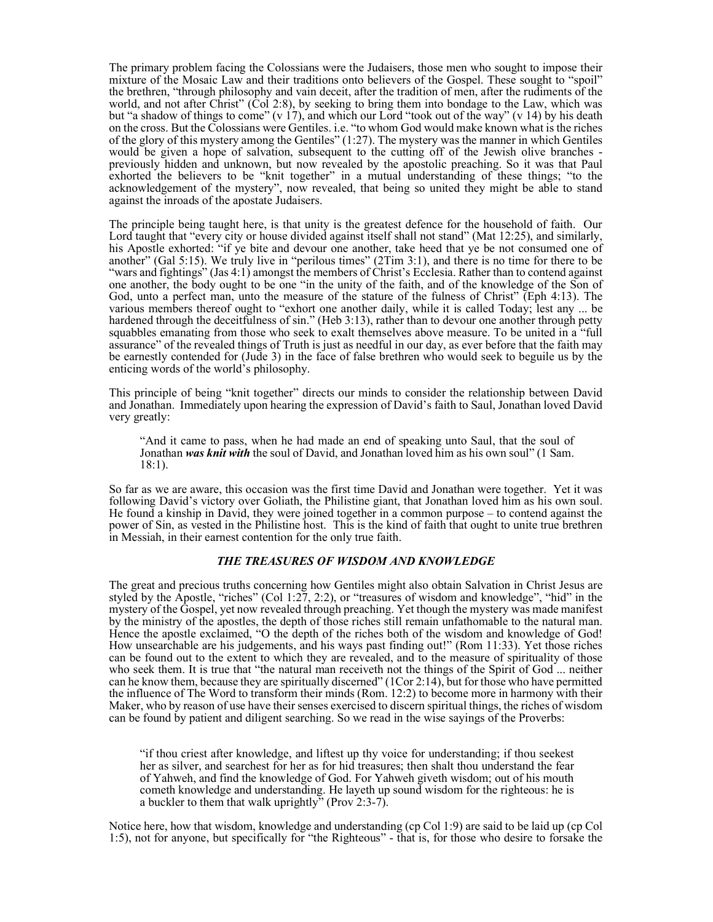The primary problem facing the Colossians were the Judaisers, those men who sought to impose their mixture of the Mosaic Law and their traditions onto believers of the Gospel. These sought to "spoil" the brethren, "through philosophy and vain deceit, after the tradition of men, after the rudiments of the world, and not after Christ" (Col 2:8), by seeking to bring them into bondage to the Law, which was but "a shadow of things to come" (v 17), and which our Lord "took out of the way" (v 14) by his death on the cross. But the Colossians were Gentiles. i.e. "to whom God would make known what is the riches of the glory of this mystery among the Gentiles" (1:27). The mystery was the manner in which Gentiles would be given a hope of salvation, subsequent to the cutting off of the Jewish olive branches - previously hidden and unknown, but now revealed by the apostolic preaching. So it was that Paul exhorted the believers to be "knit together" in a mutual understanding of these things; "to the acknowledgement of the mystery", now revealed, that being so united they might be able to stand against the inroads of the apostate Judaisers.

The principle being taught here, is that unity is the greatest defence for the household of faith. Our Lord taught that "every city or house divided against itself shall not stand" (Mat 12:25), and similarly, his Apostle exhorted: "if ye bite and devour one another, take heed that ye be not consumed one of another" (Gal 5:15). We truly live in "perilous times" (2Tim 3:1), and there is no time for there to be "wars and fightings" (Jas 4:1) amongst the members of Christ's Ecclesia. Rather than to contend against one another, the body ought to be one "in the unity of the faith, and of the knowledge of the Son of God, unto a perfect man, unto the measure of the stature of the fulness of Christ" (Eph 4:13). The various members thereof ought to "exhort one another daily, while it is called Today; lest any ... be hardened through the deceitfulness of sin." (Heb 3:13), rather than to devour one another through petty squabbles emanating from those who seek to exalt themselves above measure. To be united in a "full assurance" of the revealed things of Truth is just as needful in our day, as ever before that the faith may be earnestly contended for (Jude 3) in the face of false brethren who would seek to beguile us by the enticing words of the world's philosophy.

This principle of being "knit together" directs our minds to consider the relationship between David and Jonathan. Immediately upon hearing the expression of David's faith to Saul, Jonathan loved David very greatly:

> "And it came to pass, when he had made an end of speaking unto Saul, that the soul of Jonathan ***was knit with*** the soul of David, and Jonathan loved him as his own soul" (1 Sam. 18:1).

So far as we are aware, this occasion was the first time David and Jonathan were together. Yet it was following David's victory over Goliath, the Philistine giant, that Jonathan loved him as his own soul. He found a kinship in David, they were joined together in a common purpose – to contend against the power of Sin, as vested in the Philistine host. This is the kind of faith that ought to unite true brethren in Messiah, in their earnest contention for the only true faith.

### ***THE TREASURES OF WISDOM AND KNOWLEDGE***

The great and precious truths concerning how Gentiles might also obtain Salvation in Christ Jesus are styled by the Apostle, "riches" (Col 1:27, 2:2), or "treasures of wisdom and knowledge", "hid" in the mystery of the Gospel, yet now revealed through preaching. Yet though the mystery was made manifest by the ministry of the apostles, the depth of those riches still remain unfathomable to the natural man. Hence the apostle exclaimed, "O the depth of the riches both of the wisdom and knowledge of God! How unsearchable are his judgements, and his ways past finding out!" (Rom 11:33). Yet those riches can be found out to the extent to which they are revealed, and to the measure of spirituality of those who seek them. It is true that "the natural man receiveth not the things of the Spirit of God ... neither can he know them, because they are spiritually discerned" (1Cor 2:14), but for those who have permitted the influence of The Word to the extent to transform their minds (Rom. 12:2) to become more in harmony with their Maker, who by reason of use have their senses exercised to discern spiritual things, the riches of wisdom can be found by patient and diligent searching. So we read in the wise sayings of the Proverbs:

> "if thou criest after knowledge, and liftest up thy voice for understanding; if thou seekest her as silver, and searchest for her as for hid treasures; then shalt thou understand the fear of Yahweh, and find the knowledge of God. For Yahweh giveth wisdom; out of his mouth cometh knowledge and understanding. He layeth up sound wisdom for the righteous: he is a buckler to them that walk uprightly" (Prov 2:3-7).

Notice here, how that wisdom, knowledge and understanding (cp Col 1:9) are said to be laid up (cp Col 1:5), not for anyone, but specifically for "the Righteous" - that is, for those who desire to forsake the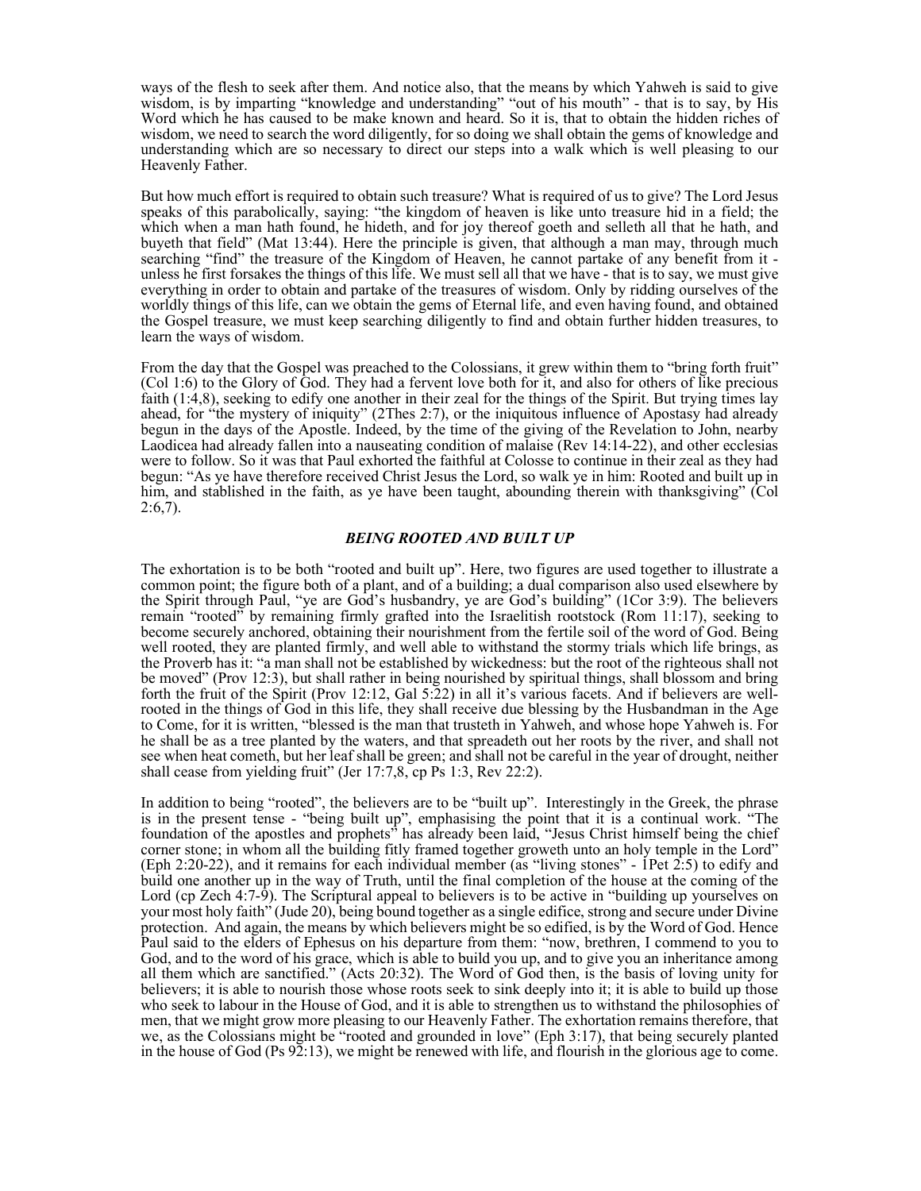ways of the flesh to seek after them. And notice also, that the means by which Yahweh is said to give wisdom, is by imparting "knowledge and understanding" "out of his mouth" - that is to say, by His Word which he has caused to be make known and heard. So it is, that to obtain the hidden riches of wisdom, we need to search the word diligently, for so doing we shall obtain the gems of knowledge and understanding which are so necessary to direct our steps into a walk which is well pleasing to our Heavenly Father.

But how much effort is required to obtain such treasure? What is required of us to give? The Lord Jesus speaks of this parabolically, saying: "the kingdom of heaven is like unto treasure hid in a field; the which when a man hath found, he hideth, and for joy thereof goeth and selleth all that he hath, and buyeth that field" (Mat 13:44). Here the principle is given, that although a man may, through much searching "find" the treasure of the Kingdom of Heaven, he cannot partake of any benefit from it - unless he first forsakes the things of this life. We must sell all that we have - that is to say, we must give everything in order to obtain and partake of the treasures of wisdom. Only by ridding ourselves of the worldly things of this life, can we obtain the gems of Eternal life, and even having found, and obtained the Gospel treasure, we must keep searching diligently to find and obtain further hidden treasures, to learn the ways of wisdom.

From the day that the Gospel was preached to the Colossians, it grew within them to "bring forth fruit" (Col 1:6) to the Glory of God. They had a fervent love both for it, and also for others of like precious faith (1:4,8), seeking to edify one another in their zeal for the things of the Spirit. But trying times lay ahead, for "the mystery of iniquity" (2Thes 2:7), or the iniquitous influence of Apostasy had already begun in the days of the Apostle. Indeed, by the time of the giving of the Revelation to John, nearby Laodicea had already fallen into a nauseating condition of malaise (Rev 14:14-22), and other ecclesias were to follow. So it was that Paul exhorted the faithful at Colosse to continue in their zeal as they had begun: "As ye have therefore received Christ Jesus the Lord, so walk ye in him: Rooted and built up in him, and stablished in the faith, as ye have been taught, abounding therein with thanksgiving" (Col 2:6,7).

### *BEING ROOTED AND BUILT UP*

The exhortation is to be both "rooted and built up". Here, two figures are used together to illustrate a common point; the figure both of a plant, and of a building; a dual comparison also used elsewhere by the Spirit through Paul, "ye are God's husbandry, ye are God's building" (1Cor 3:9). The believers remain "rooted" by remaining firmly grafted into the Israelitish rootstock (Rom 11:17), seeking to become securely anchored, obtaining their nourishment from the fertile soil of the word of God. Being well rooted, they are planted firmly, and well able to withstand the stormy trials which life brings, as the Proverb has it: "a man shall not be established by wickedness: but the root of the righteous shall not be moved" (Prov 12:3), but shall rather in being nourished by spiritual things, shall blossom and bring forth the fruit of the Spirit (Prov 12:12, Gal 5:22) in all it's various facets. And if believers are well-rooted in the things of God in this life, they shall receive due blessing by the Husbandman in the Age to Come, for it is written, "blessed is the man that trusteth in Yahweh, and whose hope Yahweh is. For he shall be as a tree planted by the waters, and that spreadeth out her roots by the river, and shall not see when heat cometh, but her leaf shall be green; and shall not be careful in the year of drought, neither shall cease from yielding fruit" (Jer 17:7,8, cp Ps 1:3, Rev 22:2).

In addition to being "rooted", the believers are to be "built up". Interestingly in the Greek, the phrase is in the present tense - "being built up", emphasising the point that it is a continual work. "The foundation of the apostles and prophets" has already been laid, "Jesus Christ himself being the chief corner stone; in whom all the building fitly framed together groweth unto an holy temple in the Lord" (Eph 2:20-22), and it remains for each individual member (as "living stones" - 1Pet 2:5) to edify and build one another up in the way of Truth, until the final completion of the house at the coming of the Lord (cp Zech 4:7-9). The Scriptural appeal to believers is to be active in "building up yourselves on your most holy faith" (Jude 20), being bound together as a single edifice, strong and secure under Divine protection. And again, the means by which believers might be so edified, is by the Word of God. Hence Paul said to the elders of Ephesus on his departure from them: "now, brethren, I commend to you to God, and to the word of his grace, which is able to build you up, and to give you an inheritance among all them which are sanctified." (Acts 20:32). The Word of God then, is the basis of loving unity for believers; it is able to nourish those whose roots seek to sink deeply into it; it is able to build up those who seek to labour in the House of God, and it is able to strengthen us to withstand the philosophies of men, that we might grow more pleasing to our Heavenly Father. The exhortation remains therefore, that we, as the Colossians might be "rooted and grounded in love" (Eph 3:17), that being securely planted in the house of God (Ps 92:13), we might be renewed with life, and flourish in the glorious age to come.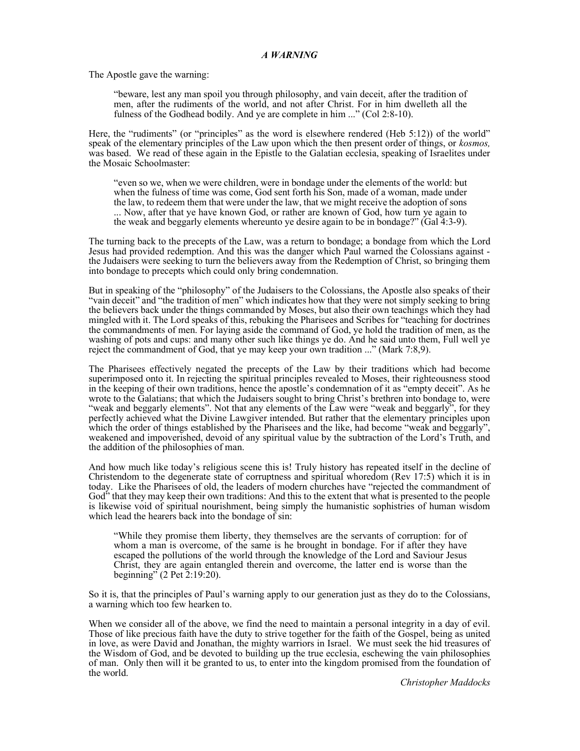### *A WARNING*

The Apostle gave the warning:

> "beware, lest any man spoil you through philosophy, and vain deceit, after the tradition of men, after the rudiments of the world, and not after Christ. For in him dwelleth all the fulness of the Godhead bodily. And ye are complete in him ..." (Col 2:8-10).

Here, the "rudiments" (or "principles" as the word is elsewhere rendered (Heb 5:12)) of the world" speak of the elementary principles of the Law upon which the then present order of things, or *kosmos,* was based. We read of these again in the Epistle to the Galatian ecclesia, speaking of Israelites under the Mosaic Schoolmaster:

> "even so we, when we were children, were in bondage under the elements of the world: but when the fulness of time was come, God sent forth his Son, made of a woman, made under the law, to redeem them that were under the law, that we might receive the adoption of sons ... Now, after that ye have known God, or rather are known of God, how turn ye again to the weak and beggarly elements whereunto ye desire again to be in bondage?" (Gal 4:3-9).

The turning back to the precepts of the Law, was a return to bondage; a bondage from which the Lord Jesus had provided redemption. And this was the danger which Paul warned the Colossians against - the Judaisers were seeking to turn the believers away from the Redemption of Christ, so bringing them into bondage to precepts which could only bring condemnation.

But in speaking of the "philosophy" of the Judaisers to the Colossians, the Apostle also speaks of their "vain deceit" and "the tradition of men" which indicates how that they were not simply seeking to bring the believers back under the things commanded by Moses, but also their own teachings which they had mingled with it. The Lord speaks of this, rebuking the Pharisees and Scribes for "teaching for doctrines the commandments of men. For laying aside the command of God, ye hold the tradition of men, as the washing of pots and cups: and many other such like things ye do. And he said unto them, Full well ye reject the commandment of God, that ye may keep your own tradition ..." (Mark 7:8,9).

The Pharisees effectively negated the precepts of the Law by their traditions which had become superimposed onto it. In rejecting the spiritual principles revealed to Moses, their righteousness stood in the keeping of their own traditions, hence the apostle's condemnation of it as "empty deceit". As he wrote to the Galatians; that which the Judaisers sought to bring Christ's brethren into bondage to, were "weak and beggarly elements". Not that any elements of the Law were "weak and beggarly", for they perfectly achieved what the Divine Lawgiver intended. But rather that the elementary principles upon which the order of things established by the Pharisees and the like, had become "weak and beggarly", weakened and impoverished, devoid of any spiritual value by the subtraction of the Lord's Truth, and the addition of the philosophies of man.

And how much like today's religious scene this is! Truly history has repeated itself in the decline of Christendom to the degenerate state of corruptness and spiritual whoredom (Rev 17:5) which it is in today. Like the Pharisees of old, the leaders of modern churches have "rejected the commandment of God" that they may keep their own traditions: And this to the extent that what is presented to the people is likewise void of spiritual nourishment, being simply the humanistic sophistries of human wisdom which lead the hearers back into the bondage of sin:

> "While they promise them liberty, they themselves are the servants of corruption: for of whom a man is overcome, of the same is he brought in bondage. For if after they have escaped the pollutions of the world through the knowledge of the Lord and Saviour Jesus Christ, they are again entangled therein and overcome, the latter end is worse than the beginning" (2 Pet 2:19:20).

So it is, that the principles of Paul's warning apply to our generation just as they do to the Colossians, a warning which too few hearken to.

When we consider all of the above, we find the need to maintain a personal integrity in a day of evil. Those of like precious faith have the duty to strive together for the faith of the Gospel, being as united in love, as were David and Jonathan, the mighty warriors in Israel. We must seek the hid treasures of the Wisdom of God, and be devoted to building up the true ecclesia, eschewing the vain philosophies of man. Only then will it be granted to us, to enter into the kingdom promised from the foundation of the world.

*Christopher Maddocks*